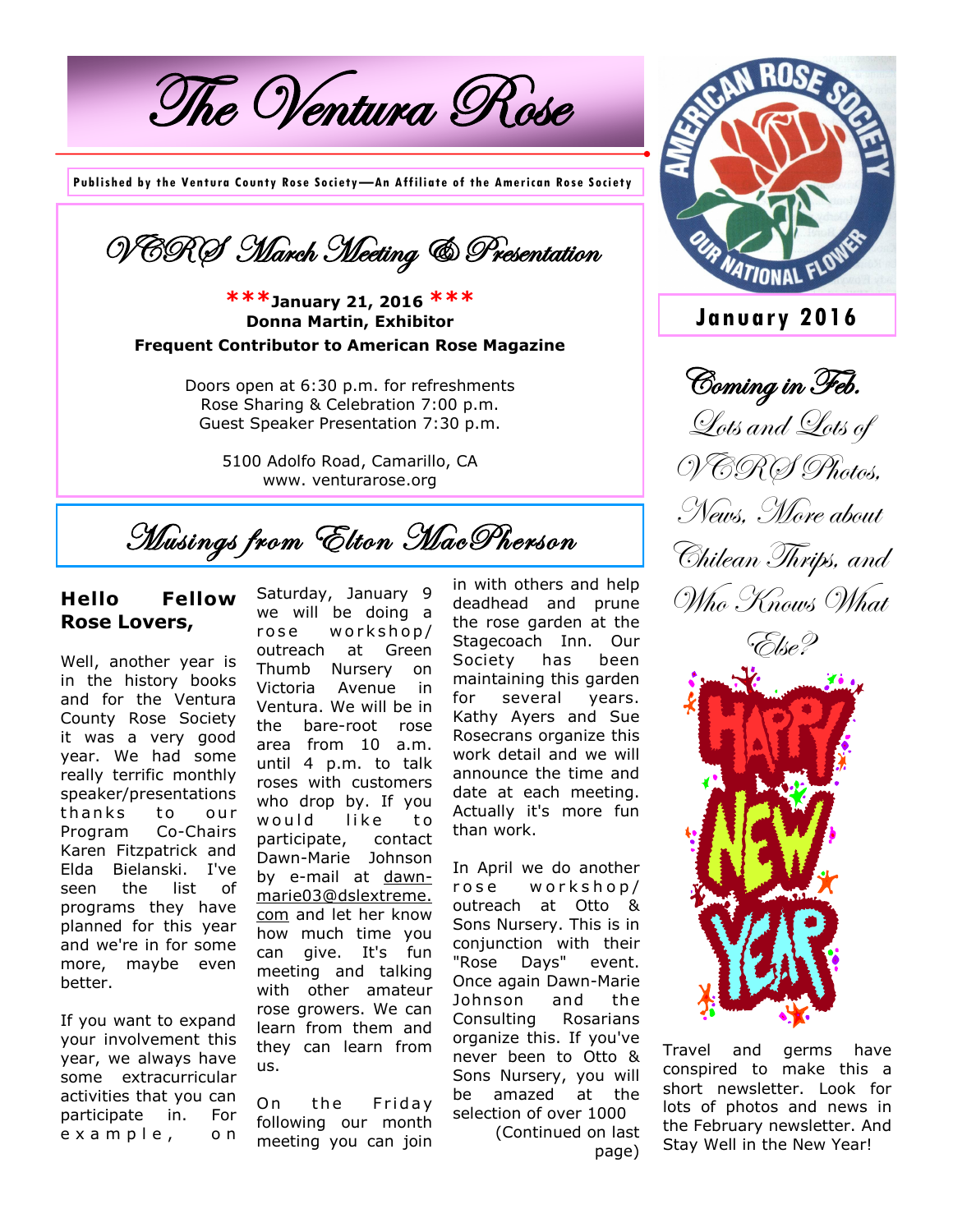# The Ventura Rose

**Published by the Ventura County Rose Society—An Affiliate of the American Rose Society**

**January 2016**

## VCRS March Meeting & Presentation

**\*\*\*January 21, 2016 \*\*\***
**Donna Martin, Exhibitor**
**Frequent Contributor to American Rose Magazine**

Doors open at 6:30 p.m. for refreshments
Rose Sharing & Celebration 7:00 p.m.
Guest Speaker Presentation 7:30 p.m.

5100 Adolfo Road, Camarillo, CA
www. venturarose.org

## Musings from Elton MacPherson

**Hello Fellow Rose Lovers,**

Well, another year is in the history books and for the Ventura County Rose Society it was a very good year. We had some really terrific monthly speaker/presentations thanks to our Program Co-Chairs Karen Fitzpatrick and Elda Bielanski. I've seen the list of programs they have planned for this year and we're in for some more, maybe even better.

If you want to expand your involvement this year, we always have some extracurricular activities that you can participate in. For example, on Saturday, January 9 we will be doing a rose workshop/ outreach at Green Thumb Nursery on Victoria Avenue in Ventura. We will be in the bare-root rose area from 10 a.m. until 4 p.m. to talk roses with customers who drop by. If you would like to participate, contact Dawn-Marie Johnson by e-mail at dawn-marie03@dslextreme.com and let her know how much time you can give. It's fun meeting and talking with other amateur rose growers. We can learn from them and they can learn from us.

On the Friday following our month meeting you can join in with others and help deadhead and prune the rose garden at the Stagecoach Inn. Our Society has been maintaining this garden for several years. Kathy Ayers and Sue Rosecrans organize this work detail and we will announce the time and date at each meeting. Actually it's more fun than work.

In April we do another rose workshop/ outreach at Otto & Sons Nursery. This is in conjunction with their "Rose Days" event. Once again Dawn-Marie Johnson and the Consulting Rosarians organize this. If you've never been to Otto & Sons Nursery, you will be amazed at the selection of over 1000

(Continued on last page)

## Coming in Feb.

Lots and Lots of VCRS Photos, News, More about Chilean Thrips, and Who Knows What Else?

Travel and germs have conspired to make this a short newsletter. Look for lots of photos and news in the February newsletter. And Stay Well in the New Year!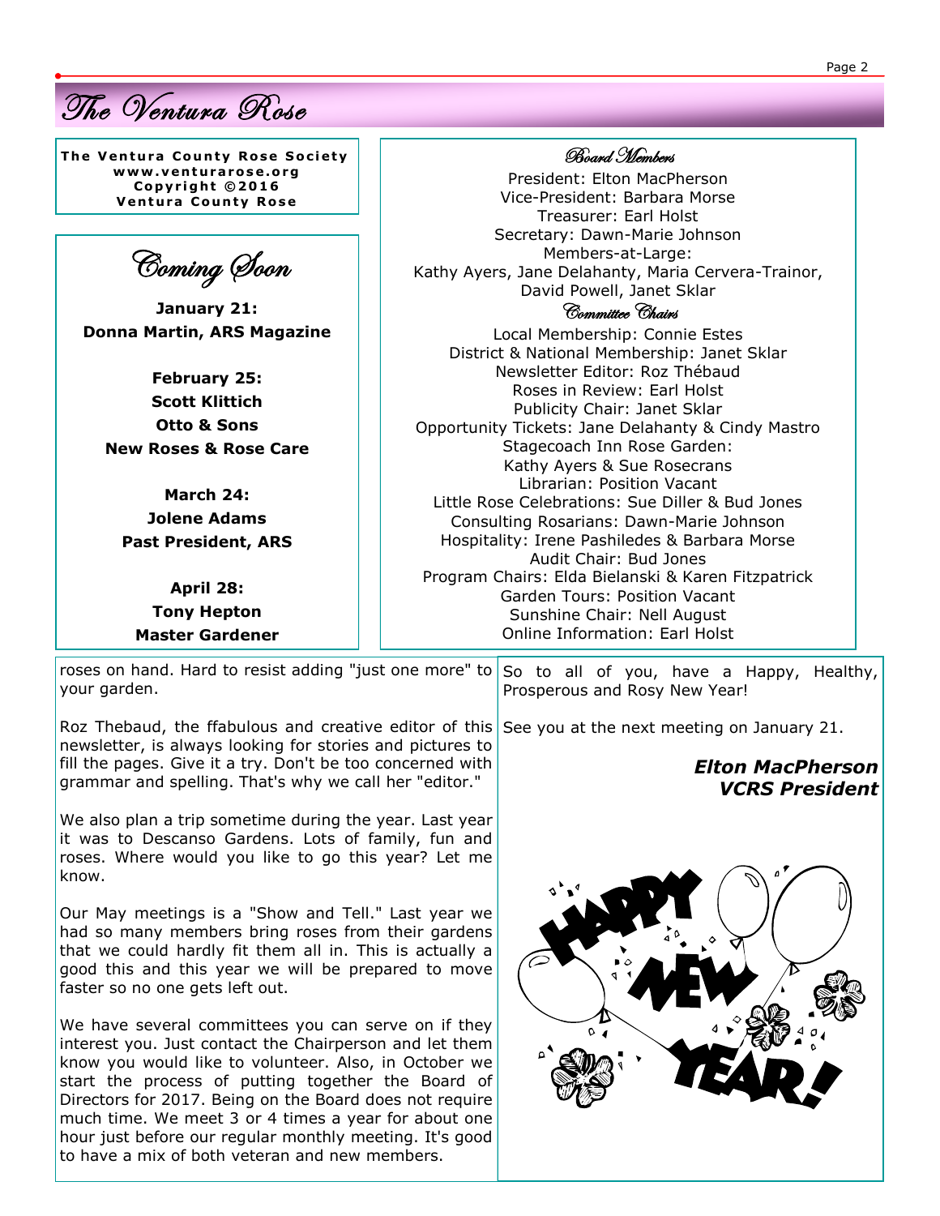# The Ventura Rose

**The Ventura County Rose Society**
**www.venturarose.org**
**Copyright ©2016**
**Ventura County Rose**

## Coming Soon

**January 21:**
**Donna Martin, ARS Magazine**

**February 25:**
**Scott Klittich**
**Otto & Sons**
**New Roses & Rose Care**

**March 24:**
**Jolene Adams**
**Past President, ARS**

**April 28:**
**Tony Hepton**
**Master Gardener**

## Board Members

President: Elton MacPherson
Vice-President: Barbara Morse
Treasurer: Earl Holst
Secretary: Dawn-Marie Johnson
Members-at-Large:
Kathy Ayers, Jane Delahanty, Maria Cervera-Trainor, David Powell, Janet Sklar

## Committee Chairs

Local Membership: Connie Estes
District & National Membership: Janet Sklar
Newsletter Editor: Roz Thébaud
Roses in Review: Earl Holst
Publicity Chair: Janet Sklar
Opportunity Tickets: Jane Delahanty & Cindy Mastro
Stagecoach Inn Rose Garden:
Kathy Ayers & Sue Rosecrans
Librarian: Position Vacant
Little Rose Celebrations: Sue Diller & Bud Jones
Consulting Rosarians: Dawn-Marie Johnson
Hospitality: Irene Pashiledes & Barbara Morse
Audit Chair: Bud Jones
Program Chairs: Elda Bielanski & Karen Fitzpatrick
Garden Tours: Position Vacant
Sunshine Chair: Nell August
Online Information: Earl Holst

roses on hand. Hard to resist adding "just one more" to your garden.

Roz Thebaud, the ffabulous and creative editor of this newsletter, is always looking for stories and pictures to fill the pages. Give it a try. Don't be too concerned with grammar and spelling. That's why we call her "editor."

We also plan a trip sometime during the year. Last year it was to Descanso Gardens. Lots of family, fun and roses. Where would you like to go this year? Let me know.

Our May meetings is a "Show and Tell." Last year we had so many members bring roses from their gardens that we could hardly fit them all in. This is actually a good this and this year we will be prepared to move faster so no one gets left out.

We have several committees you can serve on if they interest you. Just contact the Chairperson and let them know you would like to volunteer. Also, in October we start the process of putting together the Board of Directors for 2017. Being on the Board does not require much time. We meet 3 or 4 times a year for about one hour just before our regular monthly meeting. It's good to have a mix of both veteran and new members.

So to all of you, have a Happy, Healthy, Prosperous and Rosy New Year!

See you at the next meeting on January 21.

***Elton MacPherson***
***VCRS President***